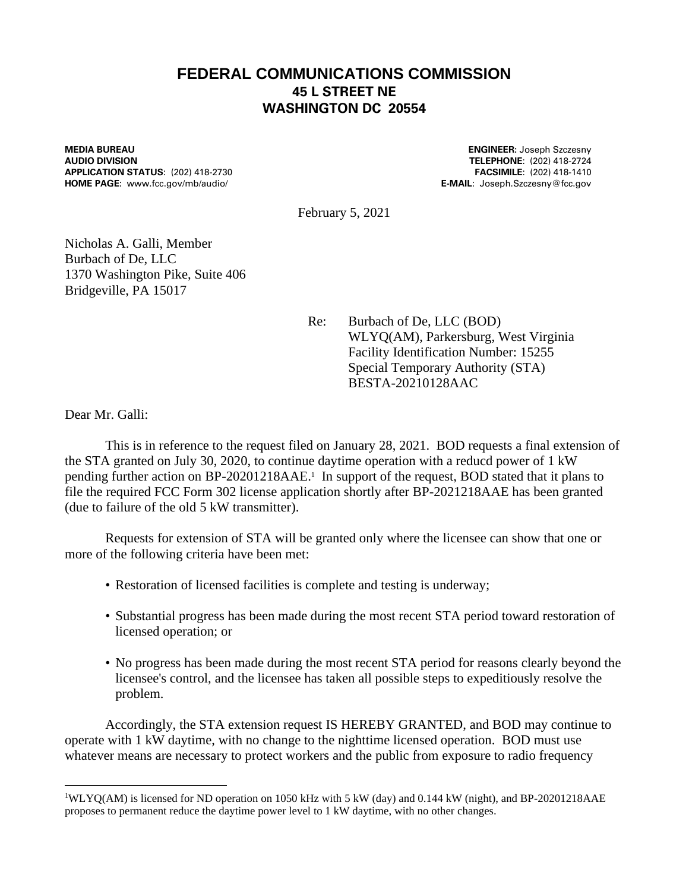# FEDERAL COMMUNICATIONS COMMISSION
## 45 L STREET NE
## WASHINGTON DC 20554

**MEDIA BUREAU**
**AUDIO DIVISION**
**APPLICATION STATUS**: (202) 418-2730
**HOME PAGE**: www.fcc.gov/mb/audio/

**ENGINEER:** Joseph Szczesny
**TELEPHONE**: (202) 418-2724
**FACSIMILE**: (202) 418-1410
**E-MAIL**: Joseph.Szczesny@fcc.gov

February 5, 2021

Nicholas A. Galli, Member
Burbach of De, LLC
1370 Washington Pike, Suite 406
Bridgeville, PA 15017

Re: Burbach of De, LLC (BOD)
WLYQ(AM), Parkersburg, West Virginia
Facility Identification Number: 15255
Special Temporary Authority (STA)
BESTA-20210128AAC

Dear Mr. Galli:

This is in reference to the request filed on January 28, 2021. BOD requests a final extension of the STA granted on July 30, 2020, to continue daytime operation with a reducd power of 1 kW pending further action on BP-20201218AAE.[1] In support of the request, BOD stated that it plans to file the required FCC Form 302 license application shortly after BP-2021218AAE has been granted (due to failure of the old 5 kW transmitter).

Requests for extension of STA will be granted only where the licensee can show that one or more of the following criteria have been met:

- Restoration of licensed facilities is complete and testing is underway;
- Substantial progress has been made during the most recent STA period toward restoration of licensed operation; or
- No progress has been made during the most recent STA period for reasons clearly beyond the licensee's control, and the licensee has taken all possible steps to expeditiously resolve the problem.

Accordingly, the STA extension request IS HEREBY GRANTED, and BOD may continue to operate with 1 kW daytime, with no change to the nighttime licensed operation. BOD must use whatever means are necessary to protect workers and the public from exposure to radio frequency

---

[1]WLYQ(AM) is licensed for ND operation on 1050 kHz with 5 kW (day) and 0.144 kW (night), and BP-20201218AAE proposes to permanent reduce the daytime power level to 1 kW daytime, with no other changes.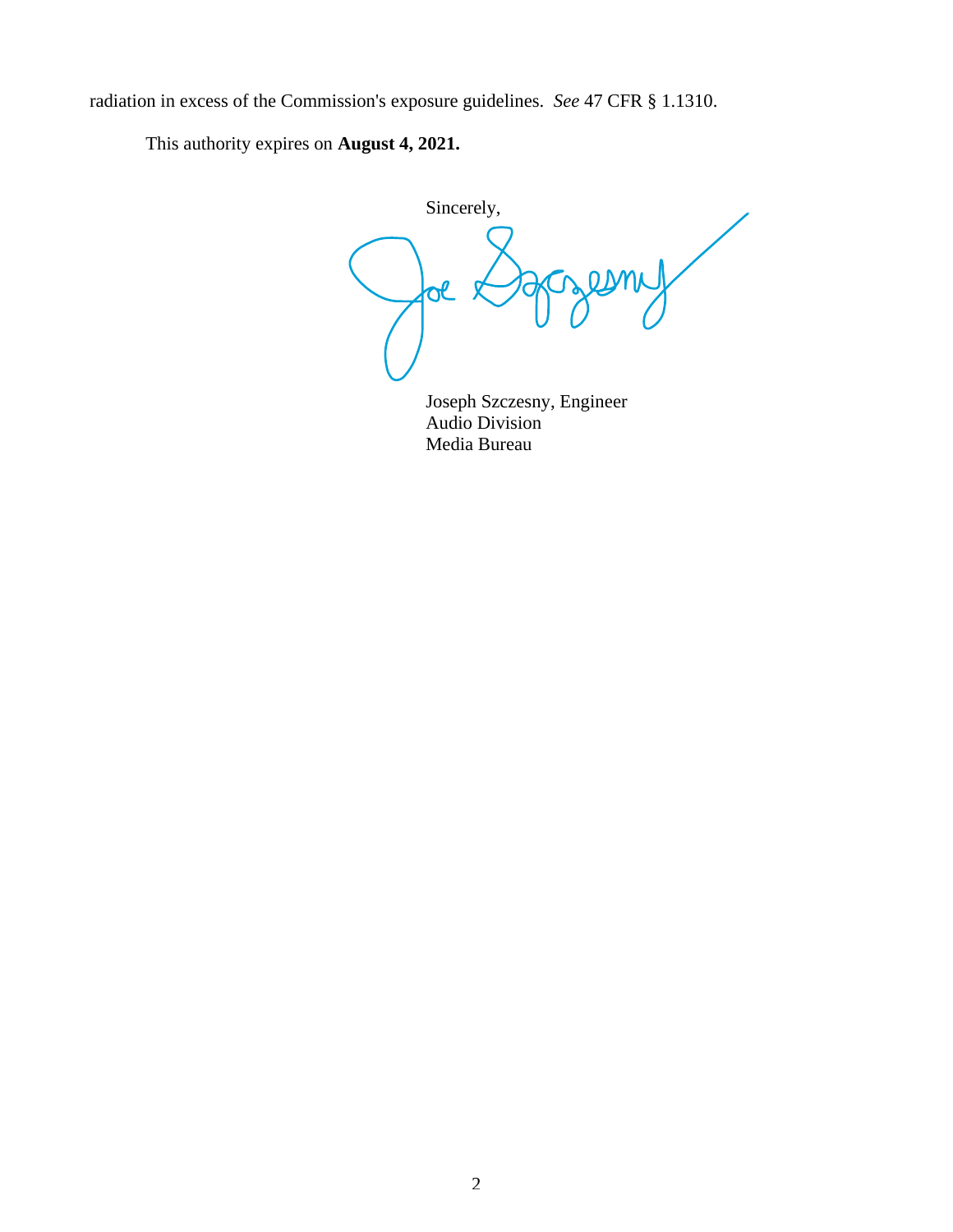radiation in excess of the Commission's exposure guidelines. *See* 47 CFR § 1.1310.

This authority expires on **August 4, 2021.**

Sincerely,

Joseph Szczesny, Engineer
Audio Division
Media Bureau